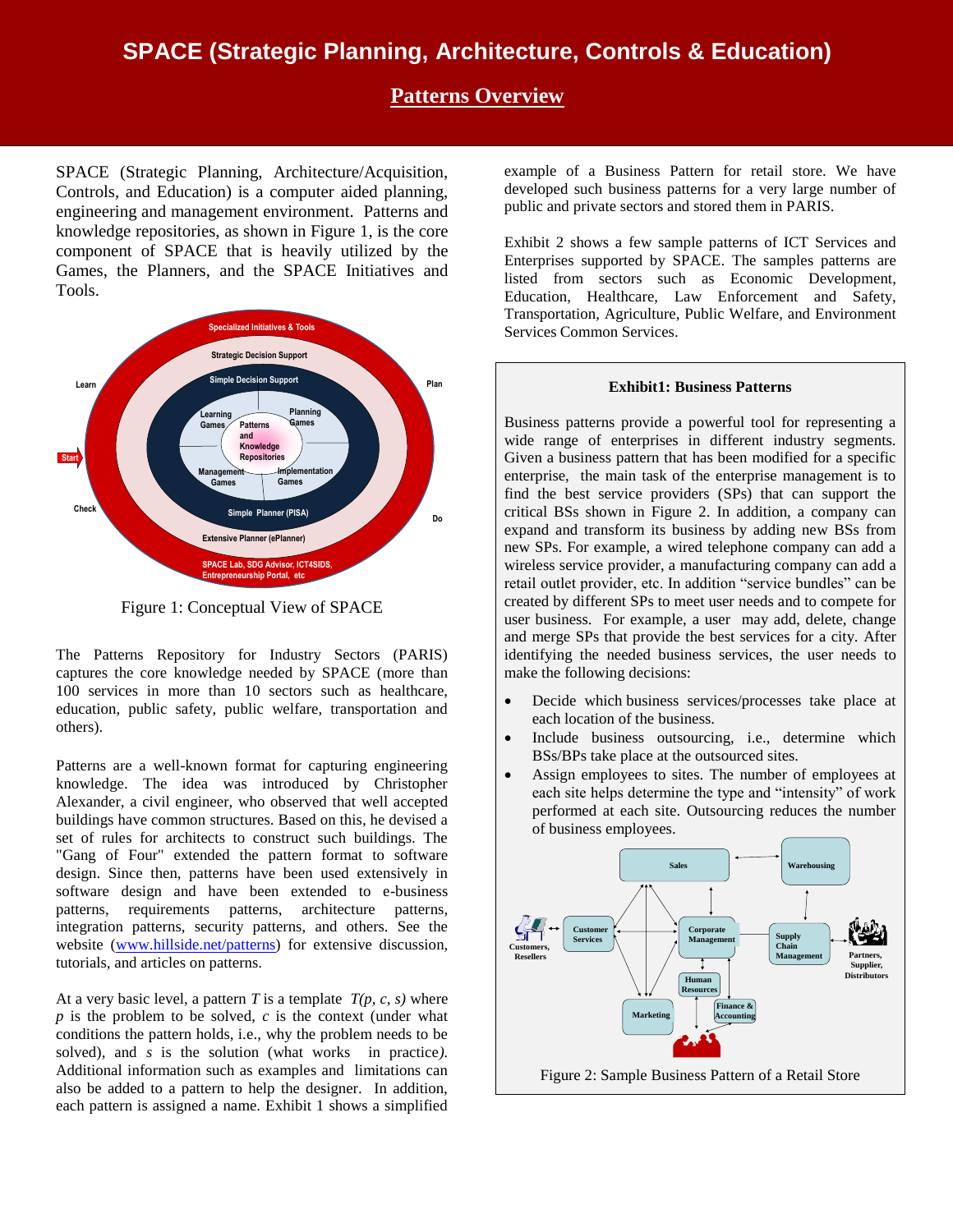# SPACE (Strategic Planning, Architecture, Controls & Education)

## Patterns Overview

SPACE (Strategic Planning, Architecture/Acquisition, Controls, and Education) is a computer aided planning, engineering and management environment. Patterns and knowledge repositories, as shown in Figure 1, is the core component of SPACE that is heavily utilized by the Games, the Planners, and the SPACE Initiatives and Tools.

Figure 1: Conceptual View of SPACE

The Patterns Repository for Industry Sectors (PARIS) captures the core knowledge needed by SPACE (more than 100 services in more than 10 sectors such as healthcare, education, public safety, public welfare, transportation and others).

Patterns are a well-known format for capturing engineering knowledge. The idea was introduced by Christopher Alexander, a civil engineer, who observed that well accepted buildings have common structures. Based on this, he devised a set of rules for architects to construct such buildings. The "Gang of Four" extended the pattern format to software design. Since then, patterns have been used extensively in software design and have been extended to e-business patterns, requirements patterns, architecture patterns, integration patterns, security patterns, and others. See the website (www.hillside.net/patterns) for extensive discussion, tutorials, and articles on patterns.

At a very basic level, a pattern *T* is a template *T(p, c, s)* where *p* is the problem to be solved, *c* is the context (under what conditions the pattern holds, i.e., why the problem needs to be solved), and *s* is the solution (what works in practice). Additional information such as examples and limitations can also be added to a pattern to help the designer. In addition, each pattern is assigned a name. Exhibit 1 shows a simplified example of a Business Pattern for retail store. We have developed such business patterns for a very large number of public and private sectors and stored them in PARIS.

Exhibit 2 shows a few sample patterns of ICT Services and Enterprises supported by SPACE. The samples patterns are listed from sectors such as Economic Development, Education, Healthcare, Law Enforcement and Safety, Transportation, Agriculture, Public Welfare, and Environment Services Common Services.

**Exhibit1: Business Patterns**

Business patterns provide a powerful tool for representing a wide range of enterprises in different industry segments. Given a business pattern that has been modified for a specific enterprise, the main task of the enterprise management is to find the best service providers (SPs) that can support the critical BSs shown in Figure 2. In addition, a company can expand and transform its business by adding new BSs from new SPs. For example, a wired telephone company can add a wireless service provider, a manufacturing company can add a retail outlet provider, etc. In addition "service bundles" can be created by different SPs to meet user needs and to compete for user business. For example, a user may add, delete, change and merge SPs that provide the best services for a city. After identifying the needed business services, the user needs to make the following decisions:

- Decide which business services/processes take place at each location of the business.
- Include business outsourcing, i.e., determine which BSs/BPs take place at the outsourced sites.
- Assign employees to sites. The number of employees at each site helps determine the type and "intensity" of work performed at each site. Outsourcing reduces the number of business employees.

Figure 2: Sample Business Pattern of a Retail Store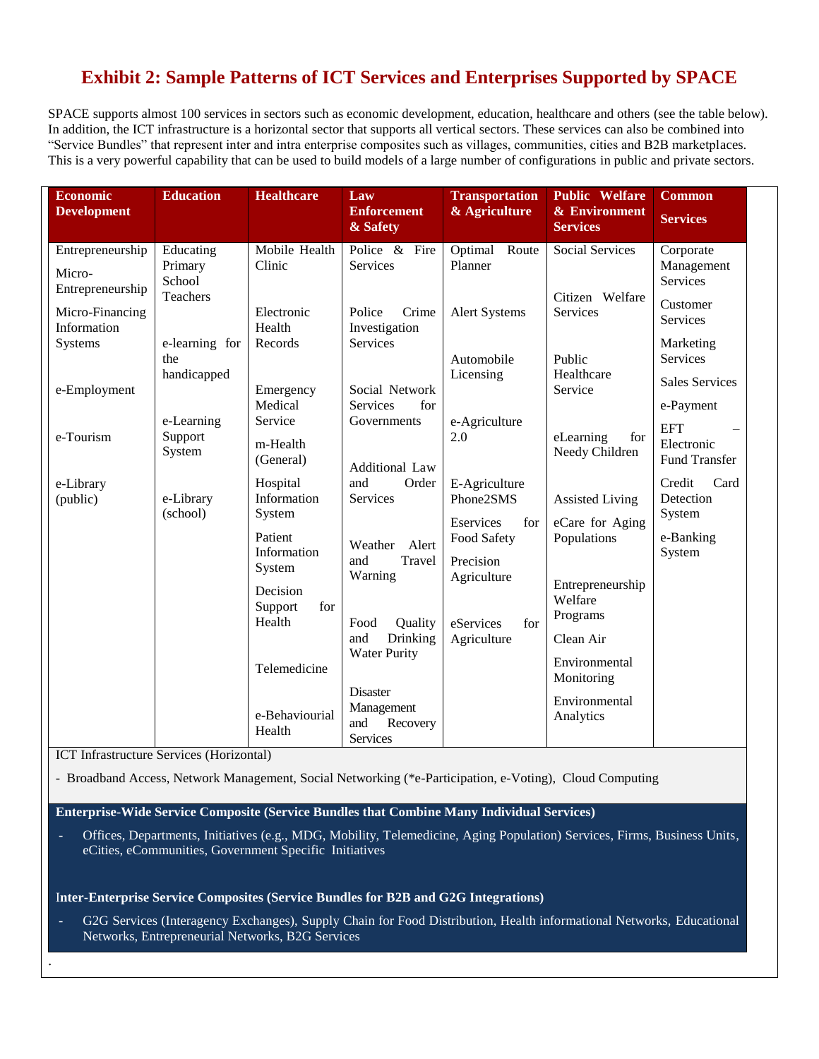# Exhibit 2: Sample Patterns of ICT Services and Enterprises Supported by SPACE

SPACE supports almost 100 services in sectors such as economic development, education, healthcare and others (see the table below). In addition, the ICT infrastructure is a horizontal sector that supports all vertical sectors. These services can also be combined into "Service Bundles" that represent inter and intra enterprise composites such as villages, communities, cities and B2B marketplaces. This is a very powerful capability that can be used to build models of a large number of configurations in public and private sectors.

| Economic Development | Education | Healthcare | Law Enforcement & Safety | Transportation & Agriculture | Public Welfare & Environment Services | Common Services |
|---|---|---|---|---|---|---|
| Entrepreneurship<br>Micro-Entrepreneurship<br>Micro-Financing Information Systems<br>e-Employment<br>e-Tourism<br>e-Library (public) | Educating Primary School Teachers<br>e-learning for the handicapped<br>e-Learning Support System<br>e-Library (school) | Mobile Health Clinic<br>Electronic Health Records<br>Emergency Medical Service<br>m-Health (General)<br>Hospital Information System<br>Patient Information System<br>Decision Support for Health<br>Telemedicine<br>e-Behaviourial Health | Police & Fire Services<br>Police Crime Investigation Services<br>Social Network Services for Governments<br>Additional Law and Order Services<br>Weather Alert and Travel Warning<br>Food Quality and Drinking Water Purity<br>Disaster Management and Recovery Services | Optimal Route Planner<br>Alert Systems<br>Automobile Licensing<br>e-Agriculture 2.0<br>E-Agriculture Phone2SMS<br>Eservices for Food Safety<br>Precision Agriculture<br>eServices for Agriculture | Social Services<br>Citizen Welfare Services<br>Public Healthcare Service<br>eLearning for Needy Children<br>Assisted Living<br>eCare for Aging Populations<br>Entrepreneurship Welfare Programs<br>Clean Air<br>Environmental Monitoring<br>Environmental Analytics | Corporate Management Services<br>Customer Services<br>Marketing Services<br>Sales Services<br>e-Payment<br>EFT – Electronic Fund Transfer<br>Credit Card Detection System<br>e-Banking System |

ICT Infrastructure Services (Horizontal)

- Broadband Access, Network Management, Social Networking (*e-Participation, e-Voting), Cloud Computing

**Enterprise-Wide Service Composite (Service Bundles that Combine Many Individual Services)**

- Offices, Departments, Initiatives (e.g., MDG, Mobility, Telemedicine, Aging Population) Services, Firms, Business Units, eCities, eCommunities, Government Specific Initiatives

**Inter-Enterprise Service Composites (Service Bundles for B2B and G2G Integrations)**

- G2G Services (Interagency Exchanges), Supply Chain for Food Distribution, Health informational Networks, Educational Networks, Entrepreneurial Networks, B2G Services